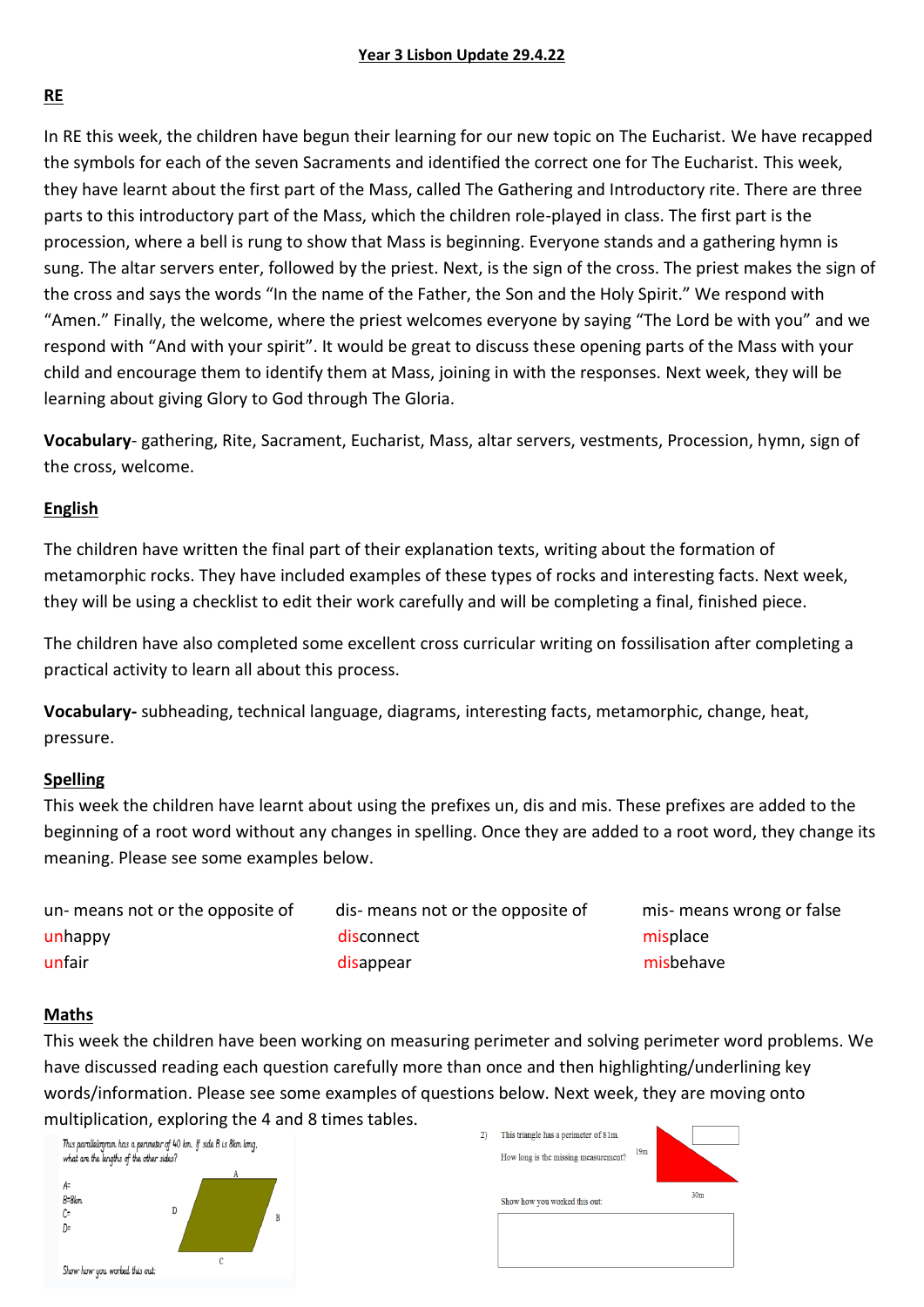# Year 3 Lisbon Update 29.4.22

## RE

In RE this week, the children have begun their learning for our new topic on The Eucharist. We have recapped the symbols for each of the seven Sacraments and identified the correct one for The Eucharist. This week, they have learnt about the first part of the Mass, called The Gathering and Introductory rite. There are three parts to this introductory part of the Mass, which the children role-played in class. The first part is the procession, where a bell is rung to show that Mass is beginning. Everyone stands and a gathering hymn is sung. The altar servers enter, followed by the priest. Next, is the sign of the cross. The priest makes the sign of the cross and says the words "In the name of the Father, the Son and the Holy Spirit." We respond with "Amen." Finally, the welcome, where the priest welcomes everyone by saying "The Lord be with you" and we respond with "And with your spirit". It would be great to discuss these opening parts of the Mass with your child and encourage them to identify them at Mass, joining in with the responses. Next week, they will be learning about giving Glory to God through The Gloria.

**Vocabulary**- gathering, Rite, Sacrament, Eucharist, Mass, altar servers, vestments, Procession, hymn, sign of the cross, welcome.

## English

The children have written the final part of their explanation texts, writing about the formation of metamorphic rocks. They have included examples of these types of rocks and interesting facts. Next week, they will be using a checklist to edit their work carefully and will be completing a final, finished piece.

The children have also completed some excellent cross curricular writing on fossilisation after completing a practical activity to learn all about this process.

**Vocabulary-** subheading, technical language, diagrams, interesting facts, metamorphic, change, heat, pressure.

## Spelling

This week the children have learnt about using the prefixes un, dis and mis. These prefixes are added to the beginning of a root word without any changes in spelling. Once they are added to a root word, they change its meaning. Please see some examples below.

| un- means not or the opposite of | dis- means not or the opposite of | mis- means wrong or false |
| --- | --- | --- |
| unhappy | disconnect | misplace |
| unfair | disappear | misbehave |

## Maths

This week the children have been working on measuring perimeter and solving perimeter word problems. We have discussed reading each question carefully more than once and then highlighting/underlining key words/information. Please see some examples of questions below. Next week, they are moving onto multiplication, exploring the 4 and 8 times tables.

This parallelogram has a perimeter of 40 km. If side B is 8km long, what are the lengths of the other sides?

A=
B=8km
C=
D=

Show how you worked this out:

2) This triangle has a perimeter of 81m.

How long is the missing measurement?

19m

30m

Show how you worked this out: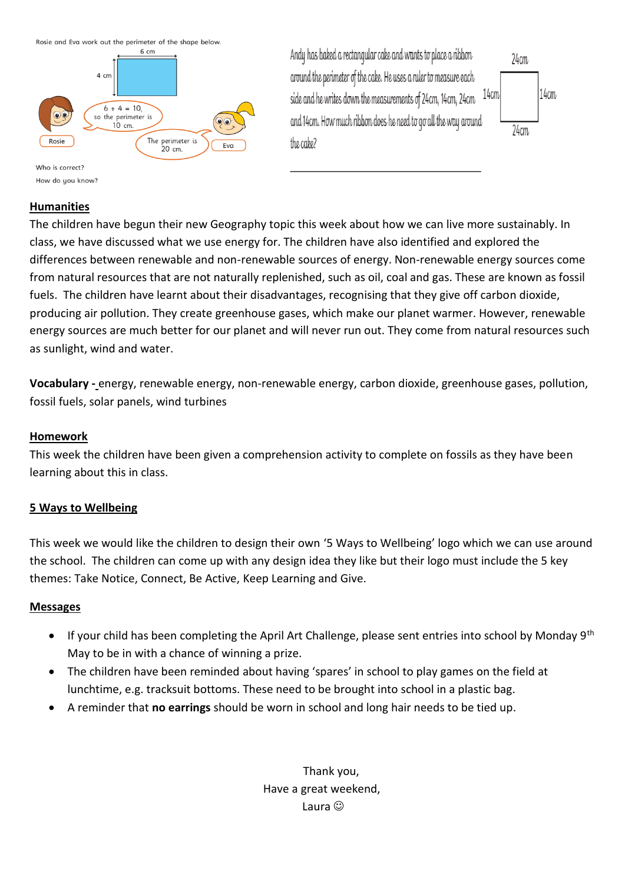Rosie and Eva work out the perimeter of the shape below.

6 cm

4 cm

Rosie: 6 + 4 = 10, so the perimeter is 10 cm.

Eva: The perimeter is 20 cm.

Who is correct?

How do you know?

Andy has baked a rectangular cake and wants to place a ribbon around the perimeter of the cake. He uses a ruler to measure each side and he writes down the measurements of 24cm, 14cm, 24cm and 14cm. How much ribbon does he need to go all the way around the cake?

24cm

14cm

14cm

24cm

\_\_\_\_\_\_\_\_\_\_\_\_\_\_\_\_\_\_\_\_\_\_\_\_\_\_\_\_\_\_\_\_\_\_

## Humanities

The children have begun their new Geography topic this week about how we can live more sustainably. In class, we have discussed what we use energy for. The children have also identified and explored the differences between renewable and non-renewable sources of energy. Non-renewable energy sources come from natural resources that are not naturally replenished, such as oil, coal and gas. These are known as fossil fuels. The children have learnt about their disadvantages, recognising that they give off carbon dioxide, producing air pollution. They create greenhouse gases, which make our planet warmer. However, renewable energy sources are much better for our planet and will never run out. They come from natural resources such as sunlight, wind and water.

**Vocabulary -** energy, renewable energy, non-renewable energy, carbon dioxide, greenhouse gases, pollution, fossil fuels, solar panels, wind turbines

## Homework

This week the children have been given a comprehension activity to complete on fossils as they have been learning about this in class.

## 5 Ways to Wellbeing

This week we would like the children to design their own '5 Ways to Wellbeing' logo which we can use around the school. The children can come up with any design idea they like but their logo must include the 5 key themes: Take Notice, Connect, Be Active, Keep Learning and Give.

## Messages

- If your child has been completing the April Art Challenge, please sent entries into school by Monday 9th May to be in with a chance of winning a prize.
- The children have been reminded about having 'spares' in school to play games on the field at lunchtime, e.g. tracksuit bottoms. These need to be brought into school in a plastic bag.
- A reminder that **no earrings** should be worn in school and long hair needs to be tied up.

Thank you,
Have a great weekend,
Laura ☺